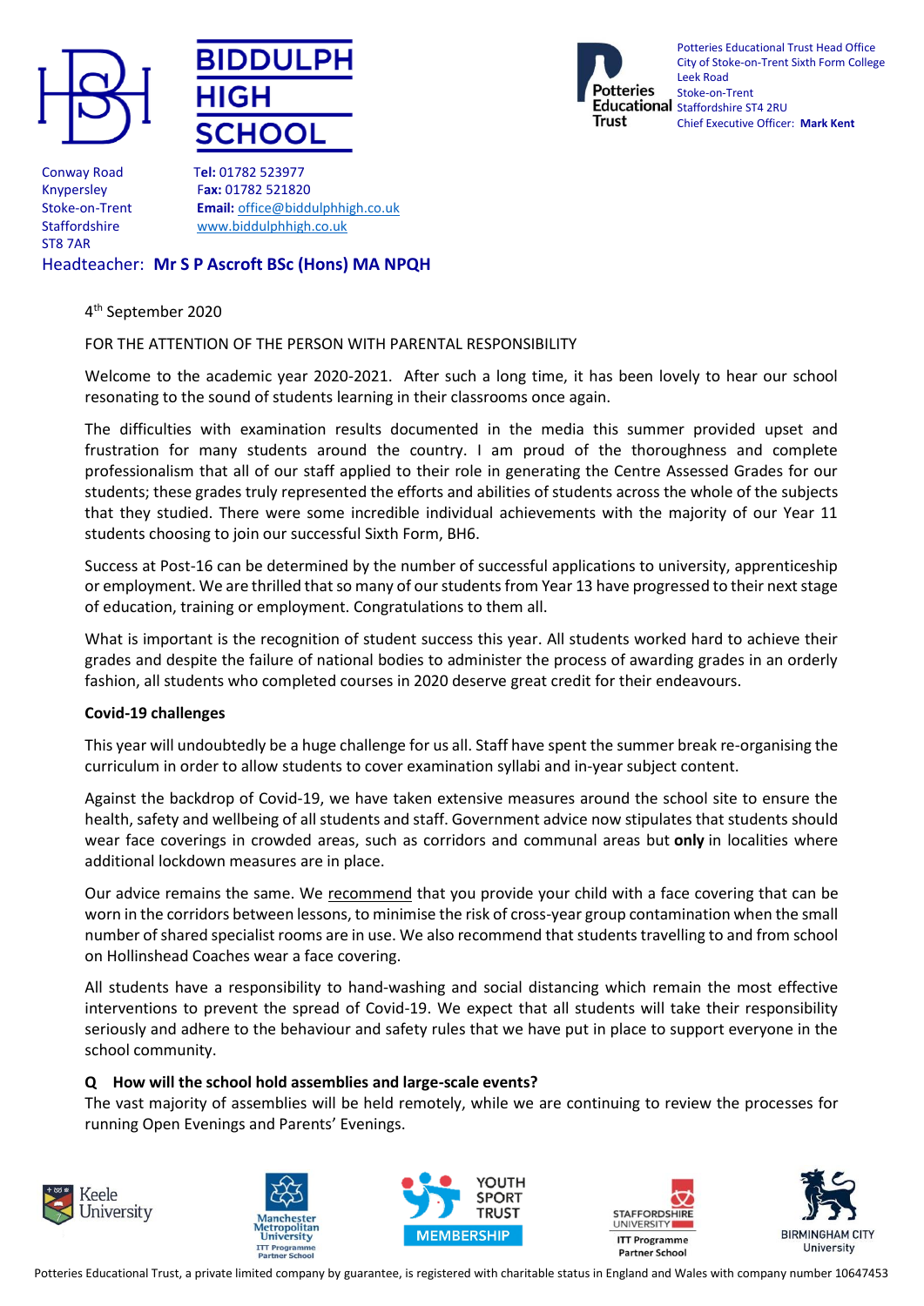# BIDDULPH HIGH SCHOOL

Conway Road
Knypersley
Stoke-on-Trent
Staffordshire
ST8 7AR

**Tel:** 01782 523977
**Fax:** 01782 521820
**Email:** office@biddulphhigh.co.uk
www.biddulphhigh.co.uk

Headteacher: **Mr S P Ascroft BSc (Hons) MA NPQH**

Potteries Educational Trust Head Office
City of Stoke-on-Trent Sixth Form College
Leek Road
Stoke-on-Trent
Staffordshire ST4 2RU
Chief Executive Officer: **Mark Kent**

4th September 2020

FOR THE ATTENTION OF THE PERSON WITH PARENTAL RESPONSIBILITY

Welcome to the academic year 2020-2021. After such a long time, it has been lovely to hear our school resonating to the sound of students learning in their classrooms once again.

The difficulties with examination results documented in the media this summer provided upset and frustration for many students around the country. I am proud of the thoroughness and complete professionalism that all of our staff applied to their role in generating the Centre Assessed Grades for our students; these grades truly represented the efforts and abilities of students across the whole of the subjects that they studied. There were some incredible individual achievements with the majority of our Year 11 students choosing to join our successful Sixth Form, BH6.

Success at Post-16 can be determined by the number of successful applications to university, apprenticeship or employment. We are thrilled that so many of our students from Year 13 have progressed to their next stage of education, training or employment. Congratulations to them all.

What is important is the recognition of student success this year. All students worked hard to achieve their grades and despite the failure of national bodies to administer the process of awarding grades in an orderly fashion, all students who completed courses in 2020 deserve great credit for their endeavours.

**Covid-19 challenges**

This year will undoubtedly be a huge challenge for us all. Staff have spent the summer break re-organising the curriculum in order to allow students to cover examination syllabi and in-year subject content.

Against the backdrop of Covid-19, we have taken extensive measures around the school site to ensure the health, safety and wellbeing of all students and staff. Government advice now stipulates that students should wear face coverings in crowded areas, such as corridors and communal areas but **only** in localities where additional lockdown measures are in place.

Our advice remains the same. We recommend that you provide your child with a face covering that can be worn in the corridors between lessons, to minimise the risk of cross-year group contamination when the small number of shared specialist rooms are in use. We also recommend that students travelling to and from school on Hollinshead Coaches wear a face covering.

All students have a responsibility to hand-washing and social distancing which remain the most effective interventions to prevent the spread of Covid-19. We expect that all students will take their responsibility seriously and adhere to the behaviour and safety rules that we have put in place to support everyone in the school community.

**Q How will the school hold assemblies and large-scale events?**

The vast majority of assemblies will be held remotely, while we are continuing to review the processes for running Open Evenings and Parents' Evenings.

Potteries Educational Trust, a private limited company by guarantee, is registered with charitable status in England and Wales with company number 10647453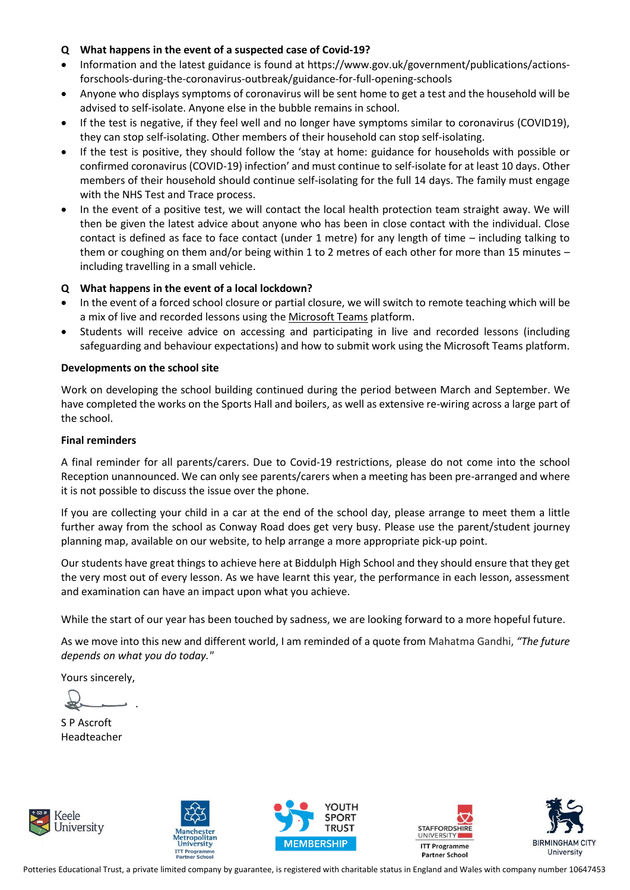**Q What happens in the event of a suspected case of Covid-19?**

- Information and the latest guidance is found at https://www.gov.uk/government/publications/actions-forschools-during-the-coronavirus-outbreak/guidance-for-full-opening-schools
- Anyone who displays symptoms of coronavirus will be sent home to get a test and the household will be advised to self-isolate. Anyone else in the bubble remains in school.
- If the test is negative, if they feel well and no longer have symptoms similar to coronavirus (COVID19), they can stop self-isolating. Other members of their household can stop self-isolating.
- If the test is positive, they should follow the 'stay at home: guidance for households with possible or confirmed coronavirus (COVID-19) infection' and must continue to self-isolate for at least 10 days. Other members of their household should continue self-isolating for the full 14 days. The family must engage with the NHS Test and Trace process.
- In the event of a positive test, we will contact the local health protection team straight away. We will then be given the latest advice about anyone who has been in close contact with the individual. Close contact is defined as face to face contact (under 1 metre) for any length of time – including talking to them or coughing on them and/or being within 1 to 2 metres of each other for more than 15 minutes – including travelling in a small vehicle.

**Q What happens in the event of a local lockdown?**

- In the event of a forced school closure or partial closure, we will switch to remote teaching which will be a mix of live and recorded lessons using the Microsoft Teams platform.
- Students will receive advice on accessing and participating in live and recorded lessons (including safeguarding and behaviour expectations) and how to submit work using the Microsoft Teams platform.

**Developments on the school site**

Work on developing the school building continued during the period between March and September. We have completed the works on the Sports Hall and boilers, as well as extensive re-wiring across a large part of the school.

**Final reminders**

A final reminder for all parents/carers. Due to Covid-19 restrictions, please do not come into the school Reception unannounced. We can only see parents/carers when a meeting has been pre-arranged and where it is not possible to discuss the issue over the phone.

If you are collecting your child in a car at the end of the school day, please arrange to meet them a little further away from the school as Conway Road does get very busy. Please use the parent/student journey planning map, available on our website, to help arrange a more appropriate pick-up point.

Our students have great things to achieve here at Biddulph High School and they should ensure that they get the very most out of every lesson. As we have learnt this year, the performance in each lesson, assessment and examination can have an impact upon what you achieve.

While the start of our year has been touched by sadness, we are looking forward to a more hopeful future.

As we move into this new and different world, I am reminded of a quote from Mahatma Gandhi, *"The future depends on what you do today."*

Yours sincerely,

S P Ascroft
Headteacher

Keele University | Manchester Metropolitan University ITT Programme Partner School | Youth Sport Trust Membership | Staffordshire University ITT Programme Partner School | Birmingham City University

Potteries Educational Trust, a private limited company by guarantee, is registered with charitable status in England and Wales with company number 10647453